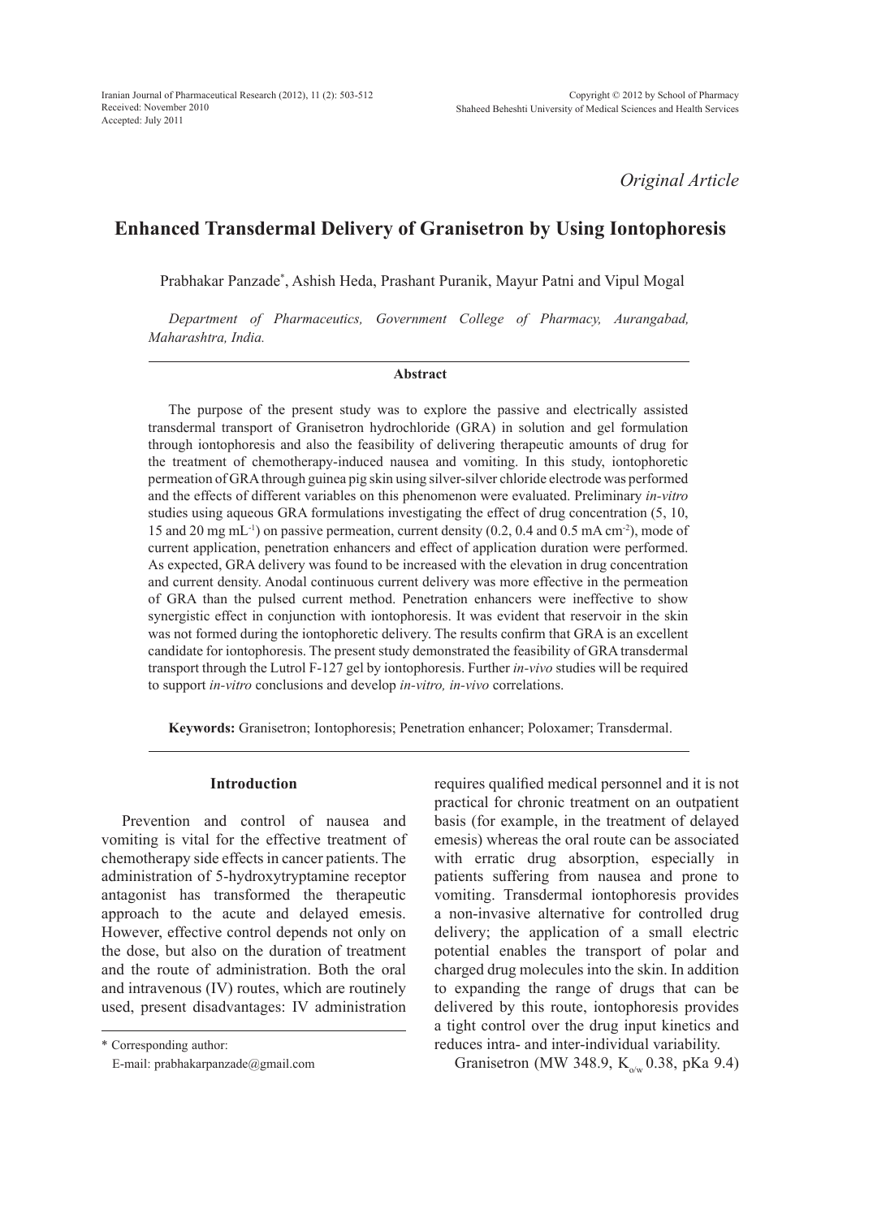*Original Article*

# Enhanced Transdermal Delivery of Granisetron by Using Iontophoresis

Prabhakar Panzade*, Ashish Heda, Prashant Puranik, Mayur Patni and Vipul Mogal

*Department of Pharmaceutics, Government College of Pharmacy, Aurangabad, Maharashtra, India.*

## Abstract

The purpose of the present study was to explore the passive and electrically assisted transdermal transport of Granisetron hydrochloride (GRA) in solution and gel formulation through iontophoresis and also the feasibility of delivering therapeutic amounts of drug for the treatment of chemotherapy-induced nausea and vomiting. In this study, iontophoretic permeation of GRA through guinea pig skin using silver-silver chloride electrode was performed and the effects of different variables on this phenomenon were evaluated. Preliminary *in-vitro* studies using aqueous GRA formulations investigating the effect of drug concentration (5, 10, 15 and 20 mg $mL^{-1}$) on passive permeation, current density (0.2, 0.4 and 0.5 mA $cm^{-2}$), mode of current application, penetration enhancers and effect of application duration were performed. As expected, GRA delivery was found to be increased with the elevation in drug concentration and current density. Anodal continuous current delivery was more effective in the permeation of GRA than the pulsed current method. Penetration enhancers were ineffective to show synergistic effect in conjunction with iontophoresis. It was evident that reservoir in the skin was not formed during the iontophoretic delivery. The results confirm that GRA is an excellent candidate for iontophoresis. The present study demonstrated the feasibility of GRA transdermal transport through the Lutrol F-127 gel by iontophoresis. Further *in-vivo* studies will be required to support *in-vitro* conclusions and develop *in-vitro, in-vivo* correlations.

**Keywords:** Granisetron; Iontophoresis; Penetration enhancer; Poloxamer; Transdermal.

## Introduction

Prevention and control of nausea and vomiting is vital for the effective treatment of chemotherapy side effects in cancer patients. The administration of 5-hydroxytryptamine receptor antagonist has transformed the therapeutic approach to the acute and delayed emesis. However, effective control depends not only on the dose, but also on the duration of treatment and the route of administration. Both the oral and intravenous (IV) routes, which are routinely used, present disadvantages: IV administration requires qualified medical personnel and it is not practical for chronic treatment on an outpatient basis (for example, in the treatment of delayed emesis) whereas the oral route can be associated with erratic drug absorption, especially in patients suffering from nausea and prone to vomiting. Transdermal iontophoresis provides a non-invasive alternative for controlled drug delivery; the application of a small electric potential enables the transport of polar and charged drug molecules into the skin. In addition to expanding the range of drugs that can be delivered by this route, iontophoresis provides a tight control over the drug input kinetics and reduces intra- and inter-individual variability.

Granisetron (MW 348.9, $K_{o/w}$ 0.38, pKa 9.4)

\* Corresponding author:
E-mail: prabhakarpanzade@gmail.com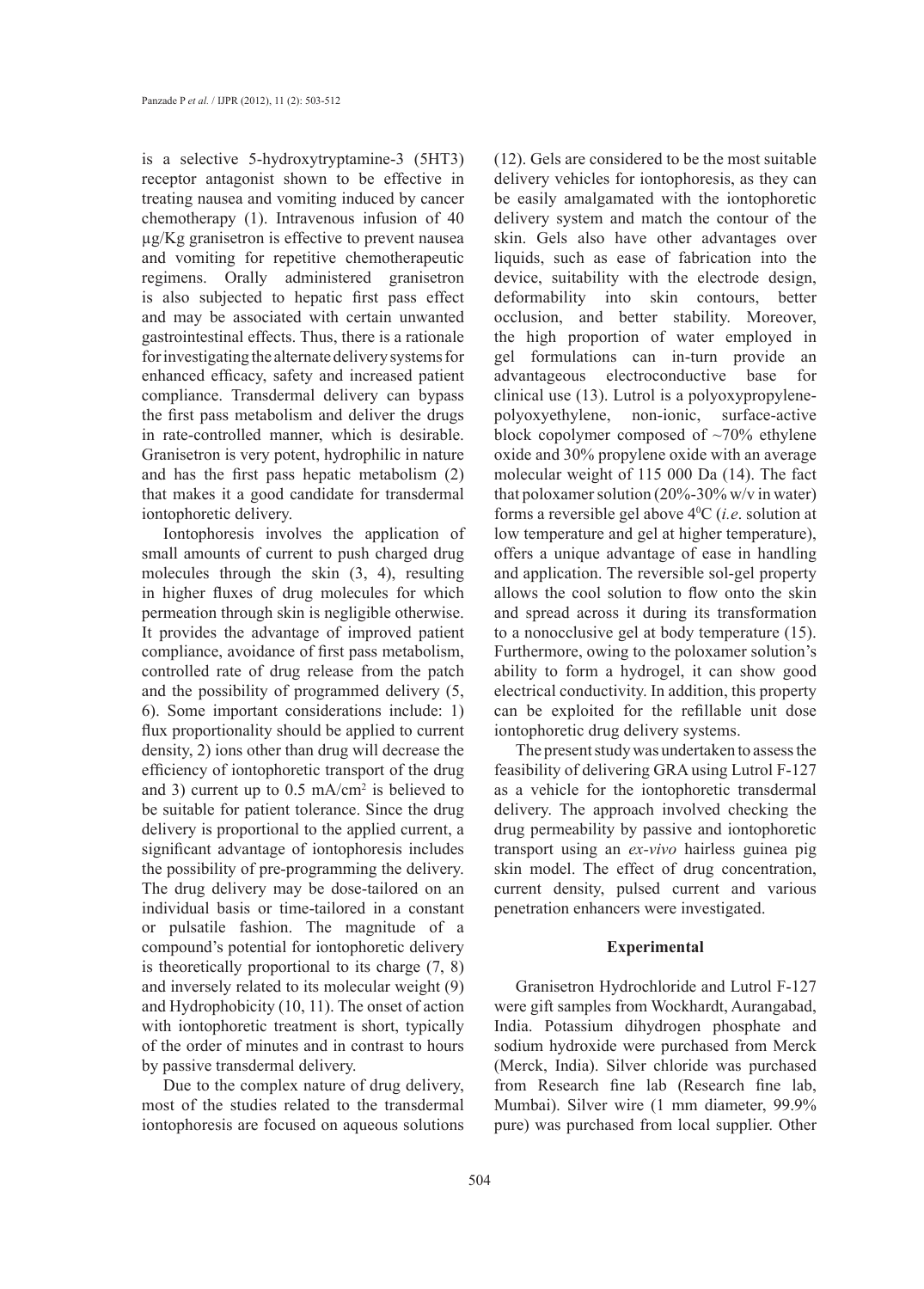is a selective 5-hydroxytryptamine-3 (5HT3) receptor antagonist shown to be effective in treating nausea and vomiting induced by cancer chemotherapy (1). Intravenous infusion of 40 μg/Kg granisetron is effective to prevent nausea and vomiting for repetitive chemotherapeutic regimens. Orally administered granisetron is also subjected to hepatic first pass effect and may be associated with certain unwanted gastrointestinal effects. Thus, there is a rationale for investigating the alternate delivery systems for enhanced efficacy, safety and increased patient compliance. Transdermal delivery can bypass the first pass metabolism and deliver the drugs in rate-controlled manner, which is desirable. Granisetron is very potent, hydrophilic in nature and has the first pass hepatic metabolism (2) that makes it a good candidate for transdermal iontophoretic delivery.

Iontophoresis involves the application of small amounts of current to push charged drug molecules through the skin (3, 4), resulting in higher fluxes of drug molecules for which permeation through skin is negligible otherwise. It provides the advantage of improved patient compliance, avoidance of first pass metabolism, controlled rate of drug release from the patch and the possibility of programmed delivery (5, 6). Some important considerations include: 1) flux proportionality should be applied to current density, 2) ions other than drug will decrease the efficiency of iontophoretic transport of the drug and 3) current up to 0.5 $mA/cm^2$ is believed to be suitable for patient tolerance. Since the drug delivery is proportional to the applied current, a significant advantage of iontophoresis includes the possibility of pre-programming the delivery. The drug delivery may be dose-tailored on an individual basis or time-tailored in a constant or pulsatile fashion. The magnitude of a compound's potential for iontophoretic delivery is theoretically proportional to its charge (7, 8) and inversely related to its molecular weight (9) and Hydrophobicity (10, 11). The onset of action with iontophoretic treatment is short, typically of the order of minutes and in contrast to hours by passive transdermal delivery.

Due to the complex nature of drug delivery, most of the studies related to the transdermal iontophoresis are focused on aqueous solutions (12). Gels are considered to be the most suitable delivery vehicles for iontophoresis, as they can be easily amalgamated with the iontophoretic delivery system and match the contour of the skin. Gels also have other advantages over liquids, such as ease of fabrication into the device, suitability with the electrode design, deformability into skin contours, better occlusion, and better stability. Moreover, the high proportion of water employed in gel formulations can in-turn provide an advantageous electroconductive base for clinical use (13). Lutrol is a polyoxypropylene-polyoxyethylene, non-ionic, surface-active block copolymer composed of ~70% ethylene oxide and 30% propylene oxide with an average molecular weight of 115 000 Da (14). The fact that poloxamer solution (20%-30% w/v in water) forms a reversible gel above 4$^0$C (*i.e*. solution at low temperature and gel at higher temperature), offers a unique advantage of ease in handling and application. The reversible sol-gel property allows the cool solution to flow onto the skin and spread across it during its transformation to a nonocclusive gel at body temperature (15). Furthermore, owing to the poloxamer solution's ability to form a hydrogel, it can show good electrical conductivity. In addition, this property can be exploited for the refillable unit dose iontophoretic drug delivery systems.

The present study was undertaken to assess the feasibility of delivering GRA using Lutrol F-127 as a vehicle for the iontophoretic transdermal delivery. The approach involved checking the drug permeability by passive and iontophoretic transport using an *ex-vivo* hairless guinea pig skin model. The effect of drug concentration, current density, pulsed current and various penetration enhancers were investigated.

## Experimental

Granisetron Hydrochloride and Lutrol F-127 were gift samples from Wockhardt, Aurangabad, India. Potassium dihydrogen phosphate and sodium hydroxide were purchased from Merck (Merck, India). Silver chloride was purchased from Research fine lab (Research fine lab, Mumbai). Silver wire (1 mm diameter, 99.9% pure) was purchased from local supplier. Other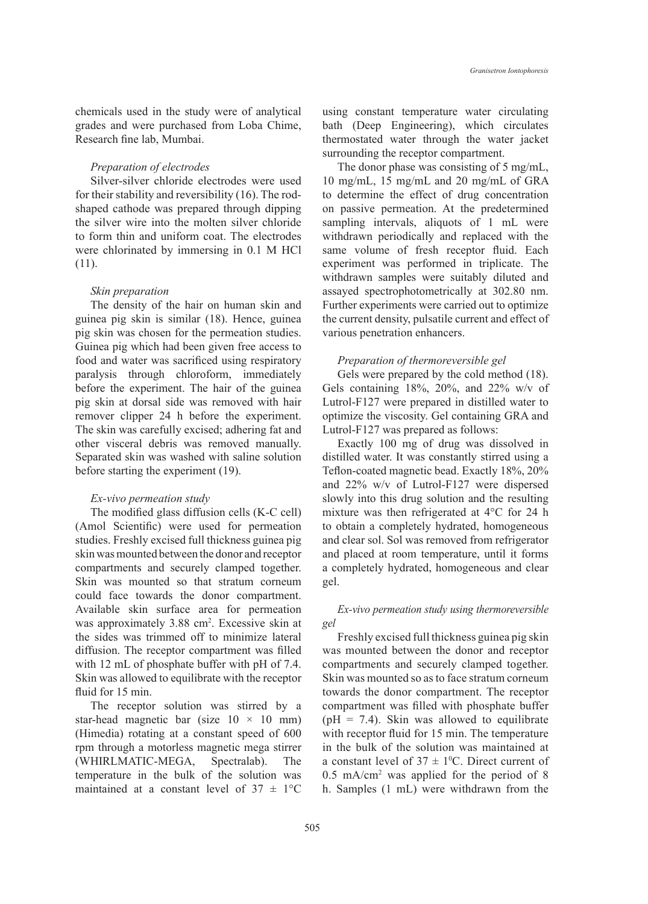chemicals used in the study were of analytical grades and were purchased from Loba Chime, Research fine lab, Mumbai.

### *Preparation of electrodes*

Silver-silver chloride electrodes were used for their stability and reversibility (16). The rod-shaped cathode was prepared through dipping the silver wire into the molten silver chloride to form thin and uniform coat. The electrodes were chlorinated by immersing in 0.1 M HCl (11).

### *Skin preparation*

The density of the hair on human skin and guinea pig skin is similar (18). Hence, guinea pig skin was chosen for the permeation studies. Guinea pig which had been given free access to food and water was sacrificed using respiratory paralysis through chloroform, immediately before the experiment. The hair of the guinea pig skin at dorsal side was removed with hair remover clipper 24 h before the experiment. The skin was carefully excised; adhering fat and other visceral debris was removed manually. Separated skin was washed with saline solution before starting the experiment (19).

### *Ex-vivo permeation study*

The modified glass diffusion cells (K-C cell) (Amol Scientific) were used for permeation studies. Freshly excised full thickness guinea pig skin was mounted between the donor and receptor compartments and securely clamped together. Skin was mounted so that stratum corneum could face towards the donor compartment. Available skin surface area for permeation was approximately 3.88 $cm^2$. Excessive skin at the sides was trimmed off to minimize lateral diffusion. The receptor compartment was filled with 12 mL of phosphate buffer with pH of 7.4. Skin was allowed to equilibrate with the receptor fluid for 15 min.

The receptor solution was stirred by a star-head magnetic bar (size 10 × 10 mm) (Himedia) rotating at a constant speed of 600 rpm through a motorless magnetic mega stirrer (WHIRLMATIC-MEGA, Spectralab). The temperature in the bulk of the solution was maintained at a constant level of 37 ± 1°C using constant temperature water circulating bath (Deep Engineering), which circulates thermostated water through the water jacket surrounding the receptor compartment.

The donor phase was consisting of 5 mg/mL, 10 mg/mL, 15 mg/mL and 20 mg/mL of GRA to determine the effect of drug concentration on passive permeation. At the predetermined sampling intervals, aliquots of 1 mL were withdrawn periodically and replaced with the same volume of fresh receptor fluid. Each experiment was performed in triplicate. The withdrawn samples were suitably diluted and assayed spectrophotometrically at 302.80 nm. Further experiments were carried out to optimize the current density, pulsatile current and effect of various penetration enhancers.

### *Preparation of thermoreversible gel*

Gels were prepared by the cold method (18). Gels containing 18%, 20%, and 22% w/v of Lutrol-F127 were prepared in distilled water to optimize the viscosity. Gel containing GRA and Lutrol-F127 was prepared as follows:

Exactly 100 mg of drug was dissolved in distilled water. It was constantly stirred using a Teflon-coated magnetic bead. Exactly 18%, 20% and 22% w/v of Lutrol-F127 were dispersed slowly into this drug solution and the resulting mixture was then refrigerated at 4°C for 24 h to obtain a completely hydrated, homogeneous and clear sol. Sol was removed from refrigerator and placed at room temperature, until it forms a completely hydrated, homogeneous and clear gel.

### *Ex-vivo permeation study using thermoreversible gel*

Freshly excised full thickness guinea pig skin was mounted between the donor and receptor compartments and securely clamped together. Skin was mounted so as to face stratum corneum towards the donor compartment. The receptor compartment was filled with phosphate buffer (pH = 7.4). Skin was allowed to equilibrate with receptor fluid for 15 min. The temperature in the bulk of the solution was maintained at a constant level of 37 ± 1°C. Direct current of 0.5 $mA/cm^2$ was applied for the period of 8 h. Samples (1 mL) were withdrawn from the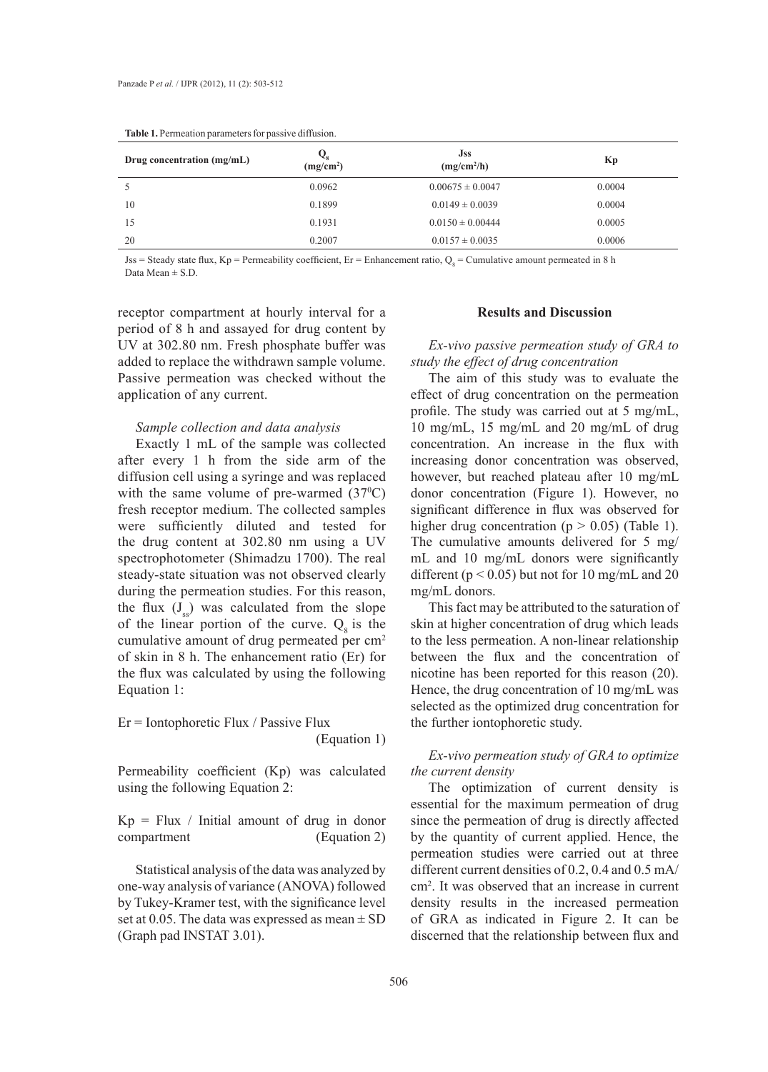**Table 1.** Permeation parameters for passive diffusion.

| Drug concentration (mg/mL) | $Q_8$ (mg/cm$^2$) | Jss (mg/cm$^2$/h) | Kp |
|---|---|---|---|
| 5 | 0.0962 | 0.00675 ± 0.0047 | 0.0004 |
| 10 | 0.1899 | 0.0149 ± 0.0039 | 0.0004 |
| 15 | 0.1931 | 0.0150 ± 0.00444 | 0.0005 |
| 20 | 0.2007 | 0.0157 ± 0.0035 | 0.0006 |

Jss = Steady state flux, Kp = Permeability coefficient, Er = Enhancement ratio, $Q_8$ = Cumulative amount permeated in 8 h
Data Mean ± S.D.

receptor compartment at hourly interval for a period of 8 h and assayed for drug content by UV at 302.80 nm. Fresh phosphate buffer was added to replace the withdrawn sample volume. Passive permeation was checked without the application of any current.

*Sample collection and data analysis*

Exactly 1 mL of the sample was collected after every 1 h from the side arm of the diffusion cell using a syringe and was replaced with the same volume of pre-warmed (37$^0$C) fresh receptor medium. The collected samples were sufficiently diluted and tested for the drug content at 302.80 nm using a UV spectrophotometer (Shimadzu 1700). The real steady-state situation was not observed clearly during the permeation studies. For this reason, the flux ($J_{ss}$) was calculated from the slope of the linear portion of the curve. $Q_8$ is the cumulative amount of drug permeated per cm$^2$ of skin in 8 h. The enhancement ratio (Er) for the flux was calculated by using the following Equation 1:

$$Er = \text{Iontophoretic Flux} / \text{Passive Flux} \quad \text{(Equation 1)}$$

Permeability coefficient (Kp) was calculated using the following Equation 2:

$$Kp = \text{Flux} / \text{Initial amount of drug in donor compartment} \quad \text{(Equation 2)}$$

Statistical analysis of the data was analyzed by one-way analysis of variance (ANOVA) followed by Tukey-Kramer test, with the significance level set at 0.05. The data was expressed as mean ± SD (Graph pad INSTAT 3.01).

## Results and Discussion

*Ex-vivo passive permeation study of GRA to study the effect of drug concentration*

The aim of this study was to evaluate the effect of drug concentration on the permeation profile. The study was carried out at 5 mg/mL, 10 mg/mL, 15 mg/mL and 20 mg/mL of drug concentration. An increase in the flux with increasing donor concentration was observed, however, but reached plateau after 10 mg/mL donor concentration (Figure 1). However, no significant difference in flux was observed for higher drug concentration ($p > 0.05$) (Table 1). The cumulative amounts delivered for 5 mg/mL and 10 mg/mL donors were significantly different ($p < 0.05$) but not for 10 mg/mL and 20 mg/mL donors.

This fact may be attributed to the saturation of skin at higher concentration of drug which leads to the less permeation. A non-linear relationship between the flux and the concentration of nicotine has been reported for this reason (20). Hence, the drug concentration of 10 mg/mL was selected as the optimized drug concentration for the further iontophoretic study.

*Ex-vivo permeation study of GRA to optimize the current density*

The optimization of current density is essential for the maximum permeation of drug since the permeation of drug is directly affected by the quantity of current applied. Hence, the permeation studies were carried out at three different current densities of 0.2, 0.4 and 0.5 mA/cm$^2$. It was observed that an increase in current density results in the increased permeation of GRA as indicated in Figure 2. It can be discerned that the relationship between flux and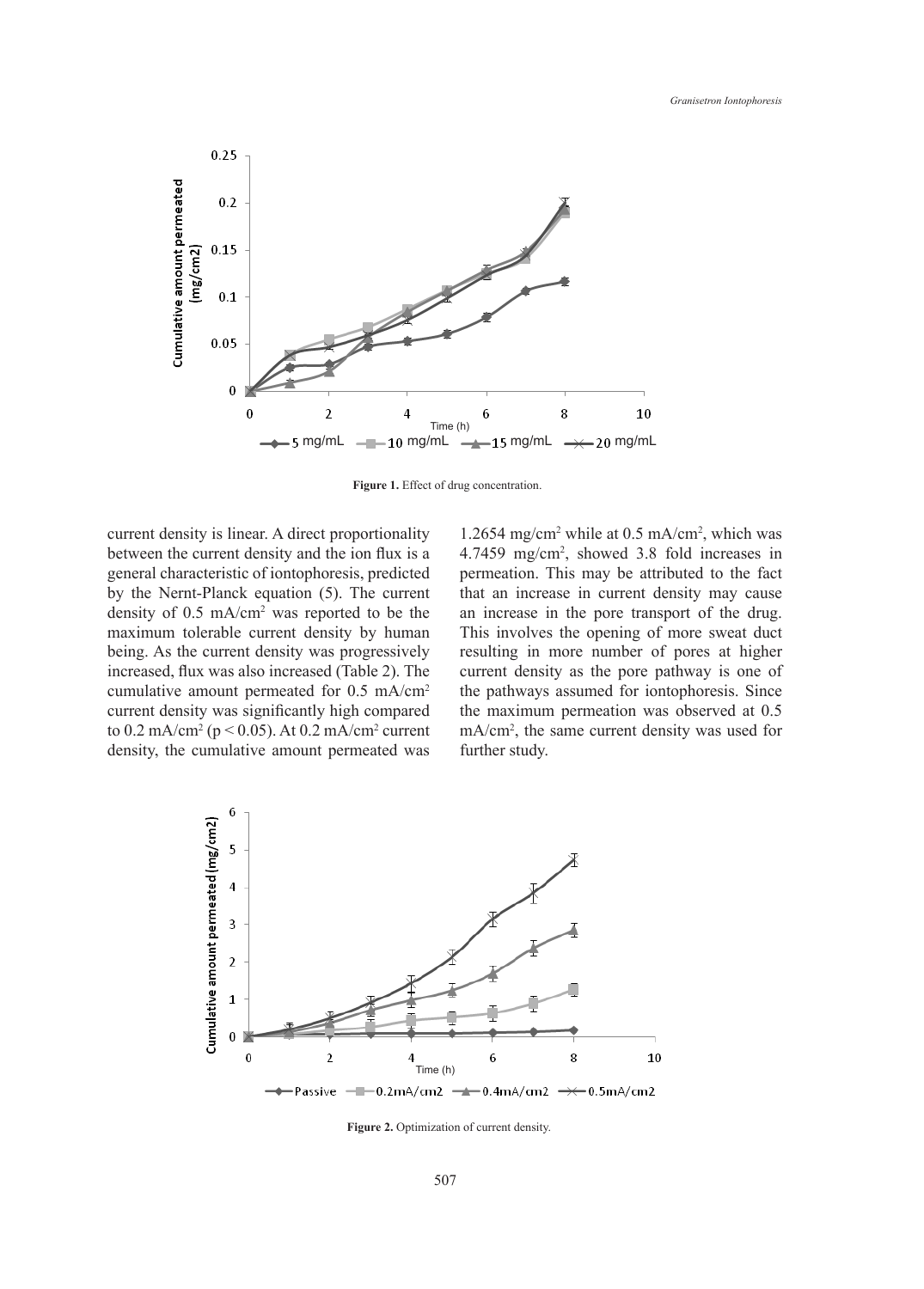**Figure 1.** Effect of drug concentration.

current density is linear. A direct proportionality between the current density and the ion flux is a general characteristic of iontophoresis, predicted by the Nernt-Planck equation (5). The current density of 0.5 $mA/cm^2$ was reported to be the maximum tolerable current density by human being. As the current density was progressively increased, flux was also increased (Table 2). The cumulative amount permeated for 0.5 $mA/cm^2$ current density was significantly high compared to 0.2 $mA/cm^2$ ($p < 0.05$). At 0.2 $mA/cm^2$ current density, the cumulative amount permeated was 1.2654 $mg/cm^2$ while at 0.5 $mA/cm^2$, which was 4.7459 $mg/cm^2$, showed 3.8 fold increases in permeation. This may be attributed to the fact that an increase in current density may cause an increase in the pore transport of the drug. This involves the opening of more sweat duct resulting in more number of pores at higher current density as the pore pathway is one of the pathways assumed for iontophoresis. Since the maximum permeation was observed at 0.5 $mA/cm^2$, the same current density was used for further study.

**Figure 2.** Optimization of current density.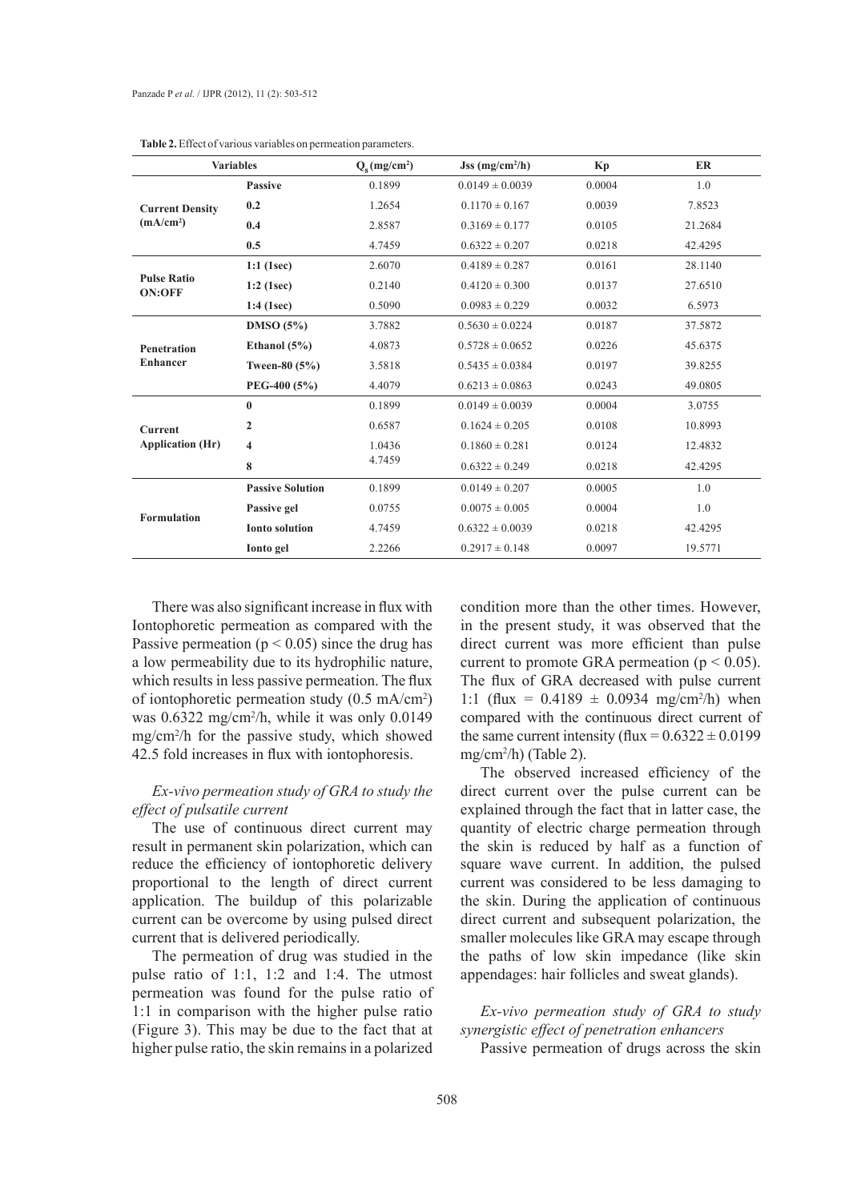**Table 2.** Effect of various variables on permeation parameters.

| Variables | | $Q_8$ (mg/cm²) | Jss (mg/cm²/h) | Kp | ER |
|---|---|---|---|---|---|
| Current Density (mA/cm²) | Passive | 0.1899 | 0.0149 ± 0.0039 | 0.0004 | 1.0 |
| | 0.2 | 1.2654 | 0.1170 ± 0.167 | 0.0039 | 7.8523 |
| | 0.4 | 2.8587 | 0.3169 ± 0.177 | 0.0105 | 21.2684 |
| | 0.5 | 4.7459 | 0.6322 ± 0.207 | 0.0218 | 42.4295 |
| Pulse Ratio ON:OFF | 1:1 (1sec) | 2.6070 | 0.4189 ± 0.287 | 0.0161 | 28.1140 |
| | 1:2 (1sec) | 0.2140 | 0.4120 ± 0.300 | 0.0137 | 27.6510 |
| | 1:4 (1sec) | 0.5090 | 0.0983 ± 0.229 | 0.0032 | 6.5973 |
| Penetration Enhancer | DMSO (5%) | 3.7882 | 0.5630 ± 0.0224 | 0.0187 | 37.5872 |
| | Ethanol (5%) | 4.0873 | 0.5728 ± 0.0652 | 0.0226 | 45.6375 |
| | Tween-80 (5%) | 3.5818 | 0.5435 ± 0.0384 | 0.0197 | 39.8255 |
| | PEG-400 (5%) | 4.4079 | 0.6213 ± 0.0863 | 0.0243 | 49.0805 |
| Current Application (Hr) | 0 | 0.1899 | 0.0149 ± 0.0039 | 0.0004 | 3.0755 |
| | 2 | 0.6587 | 0.1624 ± 0.205 | 0.0108 | 10.8993 |
| | 4 | 1.0436 | 0.1860 ± 0.281 | 0.0124 | 12.4832 |
| | 8 | 4.7459 | 0.6322 ± 0.249 | 0.0218 | 42.4295 |
| Formulation | Passive Solution | 0.1899 | 0.0149 ± 0.207 | 0.0005 | 1.0 |
| | Passive gel | 0.0755 | 0.0075 ± 0.005 | 0.0004 | 1.0 |
| | Ionto solution | 4.7459 | 0.6322 ± 0.0039 | 0.0218 | 42.4295 |
| | Ionto gel | 2.2266 | 0.2917 ± 0.148 | 0.0097 | 19.5771 |

There was also significant increase in flux with Iontophoretic permeation as compared with the Passive permeation ($p < 0.05$) since the drug has a low permeability due to its hydrophilic nature, which results in less passive permeation. The flux of iontophoretic permeation study (0.5 mA/cm²) was 0.6322 mg/cm²/h, while it was only 0.0149 mg/cm²/h for the passive study, which showed 42.5 fold increases in flux with iontophoresis.

*Ex-vivo permeation study of GRA to study the effect of pulsatile current*

The use of continuous direct current may result in permanent skin polarization, which can reduce the efficiency of iontophoretic delivery proportional to the length of direct current application. The buildup of this polarizable current can be overcome by using pulsed direct current that is delivered periodically.

The permeation of drug was studied in the pulse ratio of 1:1, 1:2 and 1:4. The utmost permeation was found for the pulse ratio of 1:1 in comparison with the higher pulse ratio (Figure 3). This may be due to the fact that at higher pulse ratio, the skin remains in a polarized condition more than the other times. However, in the present study, it was observed that the direct current was more efficient than pulse current to promote GRA permeation ($p < 0.05$). The flux of GRA decreased with pulse current 1:1 (flux = 0.4189 ± 0.0934 mg/cm²/h) when compared with the continuous direct current of the same current intensity (flux = 0.6322 ± 0.0199 mg/cm²/h) (Table 2).

The observed increased efficiency of the direct current over the pulse current can be explained through the fact that in latter case, the quantity of electric charge permeation through the skin is reduced by half as a function of square wave current. In addition, the pulsed current was considered to be less damaging to the skin. During the application of continuous direct current and subsequent polarization, the smaller molecules like GRA may escape through the paths of low skin impedance (like skin appendages: hair follicles and sweat glands).

*Ex-vivo permeation study of GRA to study synergistic effect of penetration enhancers*

Passive permeation of drugs across the skin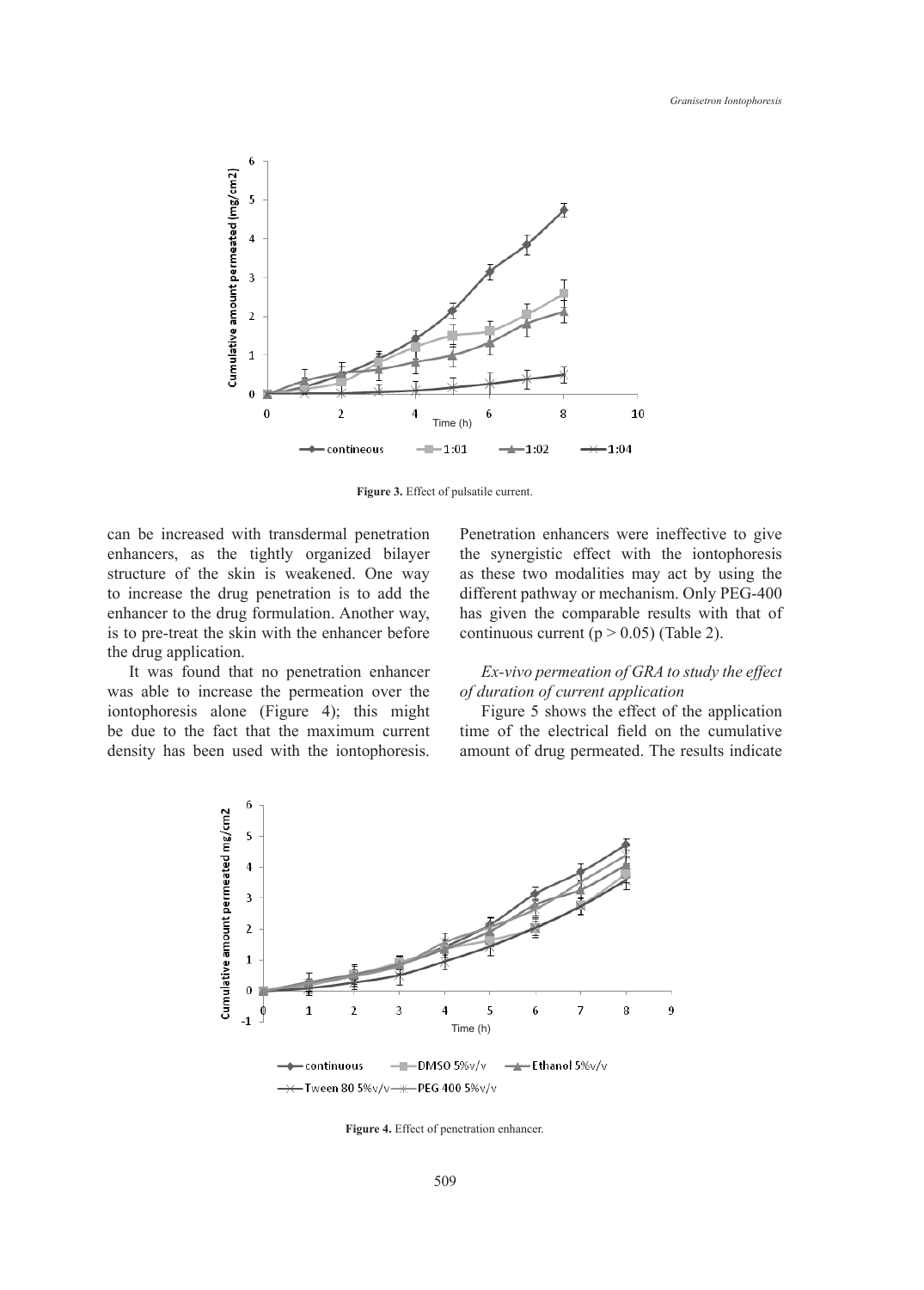Figure 3. Effect of pulsatile current.

can be increased with transdermal penetration enhancers, as the tightly organized bilayer structure of the skin is weakened. One way to increase the drug penetration is to add the enhancer to the drug formulation. Another way, is to pre-treat the skin with the enhancer before the drug application.

It was found that no penetration enhancer was able to increase the permeation over the iontophoresis alone (Figure 4); this might be due to the fact that the maximum current density has been used with the iontophoresis. Penetration enhancers were ineffective to give the synergistic effect with the iontophoresis as these two modalities may act by using the different pathway or mechanism. Only PEG-400 has given the comparable results with that of continuous current ($p > 0.05$) (Table 2).

### *Ex-vivo permeation of GRA to study the effect of duration of current application*

Figure 5 shows the effect of the application time of the electrical field on the cumulative amount of drug permeated. The results indicate

Figure 4. Effect of penetration enhancer.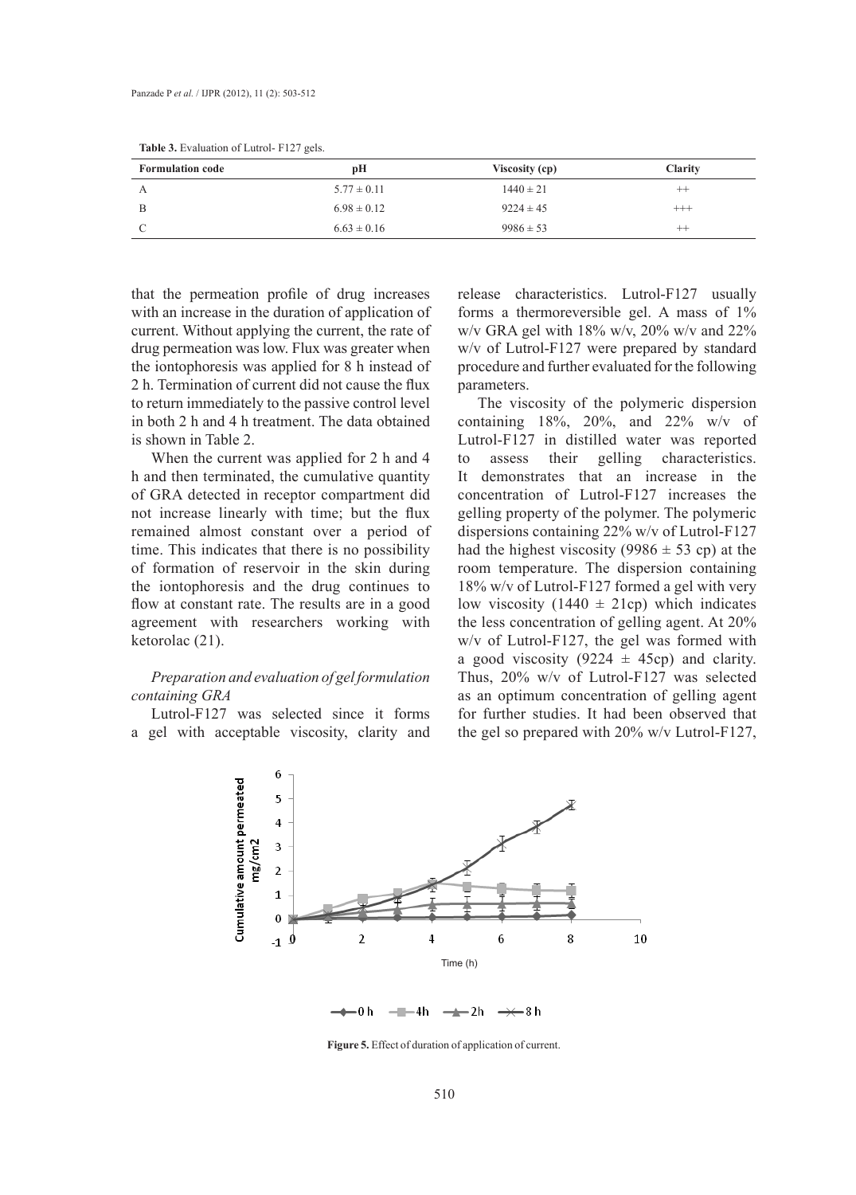**Table 3.** Evaluation of Lutrol- F127 gels.

| Formulation code | pH | Viscosity (cp) | Clarity |
|---|---|---|---|
| A | 5.77 ± 0.11 | 1440 ± 21 | ++ |
| B | 6.98 ± 0.12 | 9224 ± 45 | +++ |
| C | 6.63 ± 0.16 | 9986 ± 53 | ++ |

that the permeation profile of drug increases with an increase in the duration of application of current. Without applying the current, the rate of drug permeation was low. Flux was greater when the iontophoresis was applied for 8 h instead of 2 h. Termination of current did not cause the flux to return immediately to the passive control level in both 2 h and 4 h treatment. The data obtained is shown in Table 2.

When the current was applied for 2 h and 4 h and then terminated, the cumulative quantity of GRA detected in receptor compartment did not increase linearly with time; but the flux remained almost constant over a period of time. This indicates that there is no possibility of formation of reservoir in the skin during the iontophoresis and the drug continues to flow at constant rate. The results are in a good agreement with researchers working with ketorolac (21).

*Preparation and evaluation of gel formulation containing GRA*

Lutrol-F127 was selected since it forms a gel with acceptable viscosity, clarity and release characteristics. Lutrol-F127 usually forms a thermoreversible gel. A mass of 1% w/v GRA gel with 18% w/v, 20% w/v and 22% w/v of Lutrol-F127 were prepared by standard procedure and further evaluated for the following parameters.

The viscosity of the polymeric dispersion containing 18%, 20%, and 22% w/v of Lutrol-F127 in distilled water was reported to assess their gelling characteristics. It demonstrates that an increase in the concentration of Lutrol-F127 increases the gelling property of the polymer. The polymeric dispersions containing 22% w/v of Lutrol-F127 had the highest viscosity (9986 ± 53 cp) at the room temperature. The dispersion containing 18% w/v of Lutrol-F127 formed a gel with very low viscosity (1440 ± 21cp) which indicates the less concentration of gelling agent. At 20% w/v of Lutrol-F127, the gel was formed with a good viscosity (9224 ± 45cp) and clarity. Thus, 20% w/v of Lutrol-F127 was selected as an optimum concentration of gelling agent for further studies. It had been observed that the gel so prepared with 20% w/v Lutrol-F127,

**Figure 5.** Effect of duration of application of current.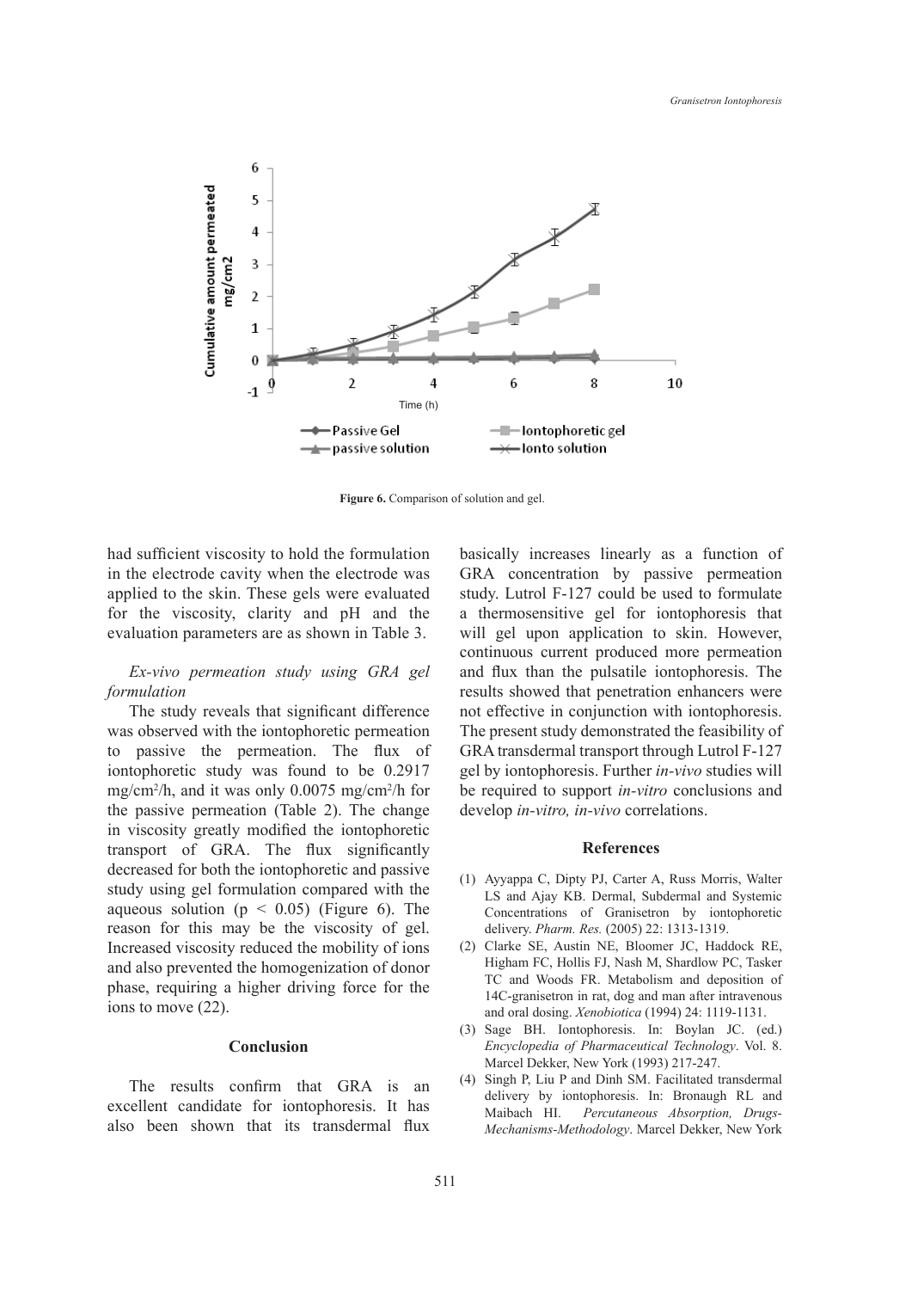Figure 6. Comparison of solution and gel.

had sufficient viscosity to hold the formulation in the electrode cavity when the electrode was applied to the skin. These gels were evaluated for the viscosity, clarity and pH and the evaluation parameters are as shown in Table 3.

*Ex-vivo permeation study using GRA gel formulation*

The study reveals that significant difference was observed with the iontophoretic permeation to passive the permeation. The flux of iontophoretic study was found to be 0.2917 $mg/cm^2/h$, and it was only 0.0075 $mg/cm^2/h$ for the passive permeation (Table 2). The change in viscosity greatly modified the iontophoretic transport of GRA. The flux significantly decreased for both the iontophoretic and passive study using gel formulation compared with the aqueous solution ($p < 0.05$) (Figure 6). The reason for this may be the viscosity of gel. Increased viscosity reduced the mobility of ions and also prevented the homogenization of donor phase, requiring a higher driving force for the ions to move (22).

## Conclusion

The results confirm that GRA is an excellent candidate for iontophoresis. It has also been shown that its transdermal flux basically increases linearly as a function of GRA concentration by passive permeation study. Lutrol F-127 could be used to formulate a thermosensitive gel for iontophoresis that will gel upon application to skin. However, continuous current produced more permeation and flux than the pulsatile iontophoresis. The results showed that penetration enhancers were not effective in conjunction with iontophoresis. The present study demonstrated the feasibility of GRA transdermal transport through Lutrol F-127 gel by iontophoresis. Further *in-vivo* studies will be required to support *in-vitro* conclusions and develop *in-vitro, in-vivo* correlations.

## References

(1) Ayyappa C, Dipty PJ, Carter A, Russ Morris, Walter LS and Ajay KB. Dermal, Subdermal and Systemic Concentrations of Granisetron by iontophoretic delivery. *Pharm. Res.* (2005) 22: 1313-1319.

(2) Clarke SE, Austin NE, Bloomer JC, Haddock RE, Higham FC, Hollis FJ, Nash M, Shardlow PC, Tasker TC and Woods FR. Metabolism and deposition of 14C-granisetron in rat, dog and man after intravenous and oral dosing. *Xenobiotica* (1994) 24: 1119-1131.

(3) Sage BH. Iontophoresis. In: Boylan JC. (ed.) *Encyclopedia of Pharmaceutical Technology*. Vol. 8. Marcel Dekker, New York (1993) 217-247.

(4) Singh P, Liu P and Dinh SM. Facilitated transdermal delivery by iontophoresis. In: Bronaugh RL and Maibach HI. *Percutaneous Absorption, Drugs-Mechanisms-Methodology*. Marcel Dekker, New York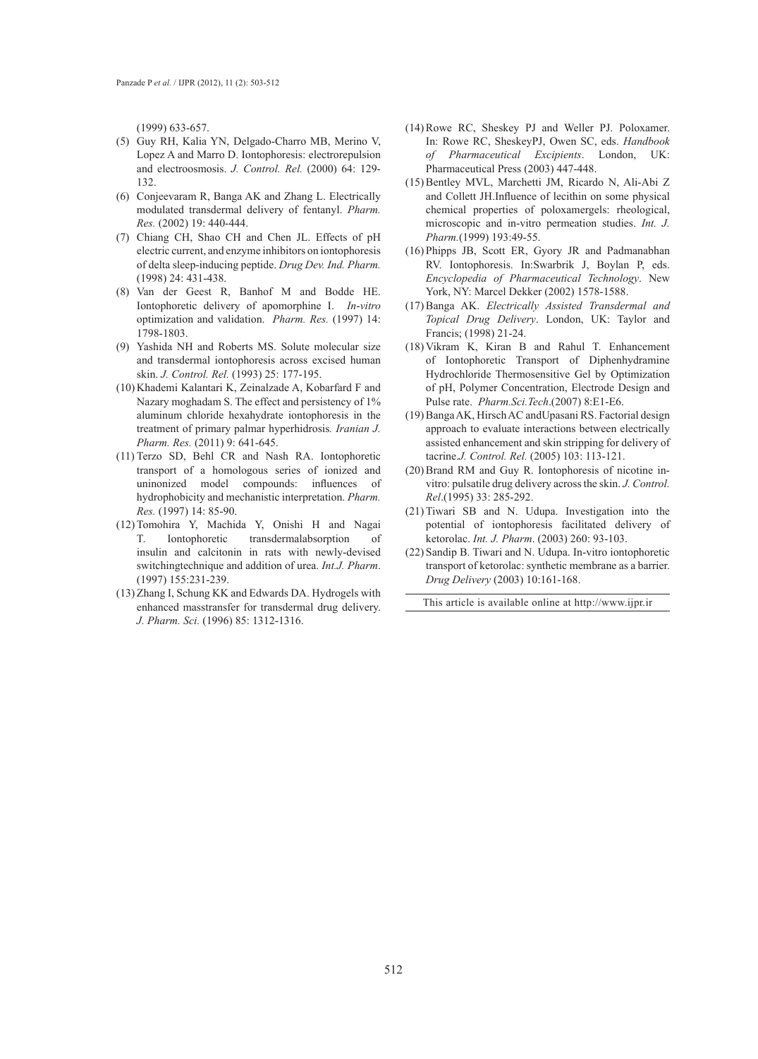(1999) 633-657.

(5) Guy RH, Kalia YN, Delgado-Charro MB, Merino V, Lopez A and Marro D. Iontophoresis: electrorepulsion and electroosmosis. *J. Control. Rel.* (2000) 64: 129-132.

(6) Conjeevaram R, Banga AK and Zhang L. Electrically modulated transdermal delivery of fentanyl. *Pharm. Res.* (2002) 19: 440-444.

(7) Chiang CH, Shao CH and Chen JL. Effects of pH electric current, and enzyme inhibitors on iontophoresis of delta sleep-inducing peptide. *Drug Dev. Ind. Pharm.* (1998) 24: 431-438.

(8) Van der Geest R, Banhof M and Bodde HE. Iontophoretic delivery of apomorphine I. *In-vitro* optimization and validation. *Pharm. Res.* (1997) 14: 1798-1803.

(9) Yashida NH and Roberts MS. Solute molecular size and transdermal iontophoresis across excised human skin. *J. Control. Rel.* (1993) 25: 177-195.

(10) Khademi Kalantari K, Zeinalzade A, Kobarfard F and Nazary moghadam S. The effect and persistency of 1% aluminum chloride hexahydrate iontophoresis in the treatment of primary palmar hyperhidrosis. *Iranian J. Pharm. Res.* (2011) 9: 641-645.

(11) Terzo SD, Behl CR and Nash RA. Iontophoretic transport of a homologous series of ionized and uninonized model compounds: influences of hydrophobicity and mechanistic interpretation. *Pharm. Res.* (1997) 14: 85-90.

(12) Tomohira Y, Machida Y, Onishi H and Nagai T. Iontophoretic transdermalabsorption of insulin and calcitonin in rats with newly-devised switchingtechnique and addition of urea. *Int.J. Pharm*. (1997) 155:231-239.

(13) Zhang I, Schung KK and Edwards DA. Hydrogels with enhanced masstransfer for transdermal drug delivery. *J. Pharm. Sci.* (1996) 85: 1312-1316.

(14) Rowe RC, Sheskey PJ and Weller PJ. Poloxamer. In: Rowe RC, SheskeyPJ, Owen SC, eds. *Handbook of Pharmaceutical Excipients*. London, UK: Pharmaceutical Press (2003) 447-448.

(15) Bentley MVL, Marchetti JM, Ricardo N, Ali-Abi Z and Collett JH.Influence of lecithin on some physical chemical properties of poloxamergels: rheological, microscopic and in-vitro permeation studies. *Int. J. Pharm.*(1999) 193:49-55.

(16) Phipps JB, Scott ER, Gyory JR and Padmanabhan RV. Iontophoresis. In:Swarbrik J, Boylan P, eds. *Encyclopedia of Pharmaceutical Technology*. New York, NY: Marcel Dekker (2002) 1578-1588.

(17) Banga AK. *Electrically Assisted Transdermal and Topical Drug Delivery*. London, UK: Taylor and Francis; (1998) 21-24.

(18) Vikram K, Kiran B and Rahul T. Enhancement of Iontophoretic Transport of Diphenhydramine Hydrochloride Thermosensitive Gel by Optimization of pH, Polymer Concentration, Electrode Design and Pulse rate. *Pharm.Sci.Tech*.(2007) 8:E1-E6.

(19) Banga AK, Hirsch AC andUpasani RS. Factorial design approach to evaluate interactions between electrically assisted enhancement and skin stripping for delivery of tacrine.*J. Control. Rel.* (2005) 103: 113-121.

(20) Brand RM and Guy R. Iontophoresis of nicotine in-vitro: pulsatile drug delivery across the skin. *J. Control. Rel*.(1995) 33: 285-292.

(21) Tiwari SB and N. Udupa. Investigation into the potential of iontophoresis facilitated delivery of ketorolac. *Int. J. Pharm*. (2003) 260: 93-103.

(22) Sandip B. Tiwari and N. Udupa. In-vitro iontophoretic transport of ketorolac: synthetic membrane as a barrier. *Drug Delivery* (2003) 10:161-168.

This article is available online at http://www.ijpr.ir